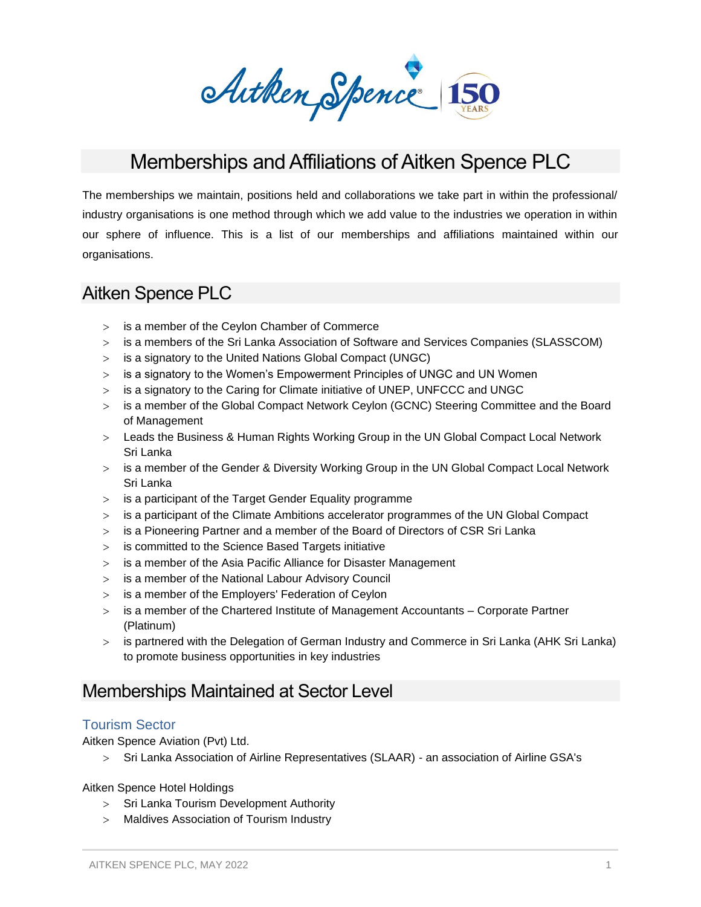# Memberships and Affiliations of Aitken Spence PLC

The memberships we maintain, positions held and collaborations we take part in within the professional/ industry organisations is one method through which we add value to the industries we operation in within our sphere of influence. This is a list of our memberships and affiliations maintained within our organisations.

## Aitken Spence PLC

- is a member of the Ceylon Chamber of Commerce
- is a members of the Sri Lanka Association of Software and Services Companies (SLASSCOM)
- is a signatory to the United Nations Global Compact (UNGC)
- is a signatory to the Women's Empowerment Principles of UNGC and UN Women
- is a signatory to the Caring for Climate initiative of UNEP, UNFCCC and UNGC
- is a member of the Global Compact Network Ceylon (GCNC) Steering Committee and the Board of Management
- Leads the Business & Human Rights Working Group in the UN Global Compact Local Network Sri Lanka
- is a member of the Gender & Diversity Working Group in the UN Global Compact Local Network Sri Lanka
- is a participant of the Target Gender Equality programme
- is a participant of the Climate Ambitions accelerator programmes of the UN Global Compact
- is a Pioneering Partner and a member of the Board of Directors of CSR Sri Lanka
- is committed to the Science Based Targets initiative
- is a member of the Asia Pacific Alliance for Disaster Management
- is a member of the National Labour Advisory Council
- is a member of the Employers' Federation of Ceylon
- is a member of the Chartered Institute of Management Accountants – Corporate Partner (Platinum)
- is partnered with the Delegation of German Industry and Commerce in Sri Lanka (AHK Sri Lanka) to promote business opportunities in key industries

## Memberships Maintained at Sector Level

### Tourism Sector

Aitken Spence Aviation (Pvt) Ltd.

- Sri Lanka Association of Airline Representatives (SLAAR) - an association of Airline GSA's

Aitken Spence Hotel Holdings

- Sri Lanka Tourism Development Authority
- Maldives Association of Tourism Industry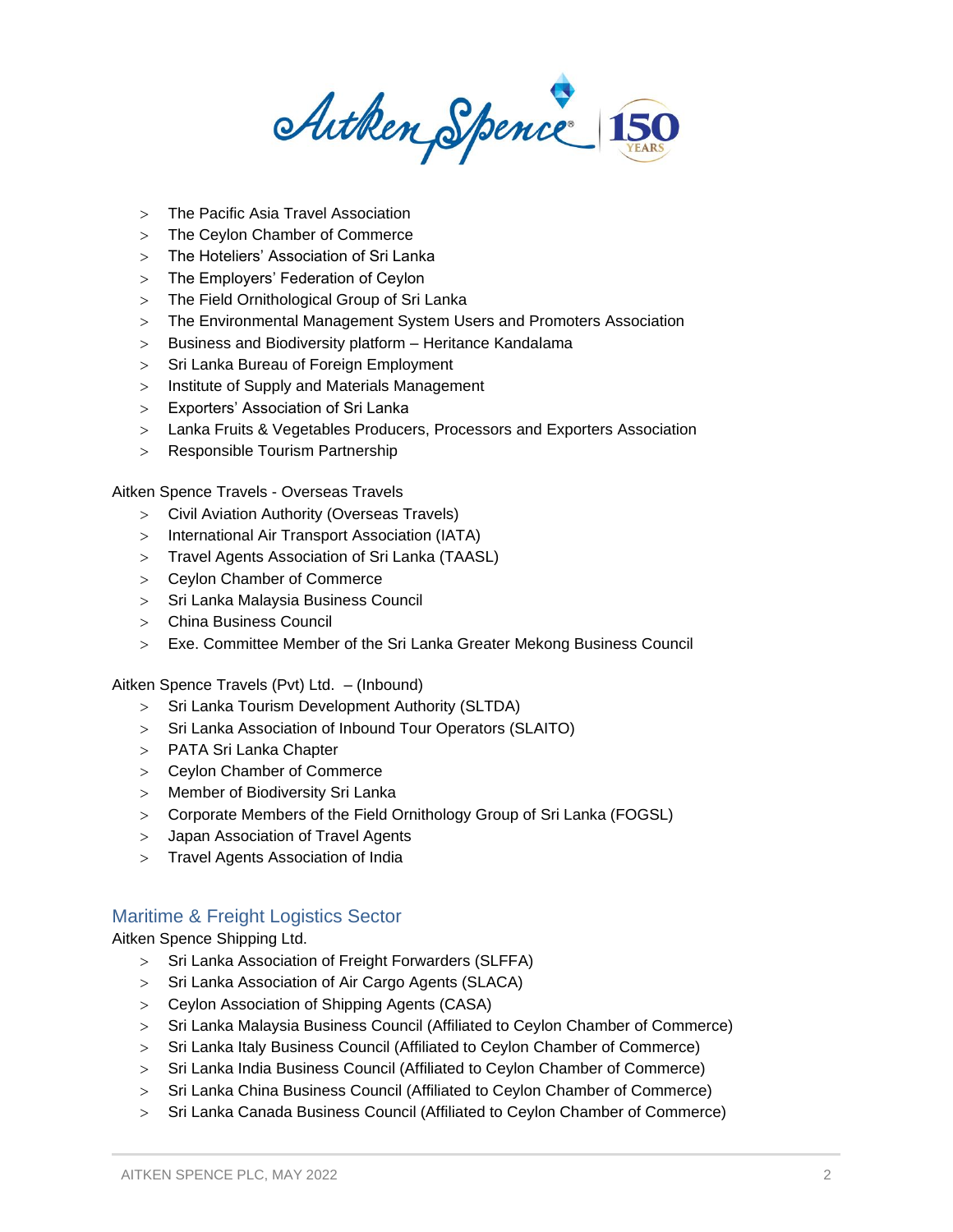- The Pacific Asia Travel Association
- The Ceylon Chamber of Commerce
- The Hoteliers' Association of Sri Lanka
- The Employers' Federation of Ceylon
- The Field Ornithological Group of Sri Lanka
- The Environmental Management System Users and Promoters Association
- Business and Biodiversity platform – Heritance Kandalama
- Sri Lanka Bureau of Foreign Employment
- Institute of Supply and Materials Management
- Exporters' Association of Sri Lanka
- Lanka Fruits & Vegetables Producers, Processors and Exporters Association
- Responsible Tourism Partnership

Aitken Spence Travels - Overseas Travels

- Civil Aviation Authority (Overseas Travels)
- International Air Transport Association (IATA)
- Travel Agents Association of Sri Lanka (TAASL)
- Ceylon Chamber of Commerce
- Sri Lanka Malaysia Business Council
- China Business Council
- Exe. Committee Member of the Sri Lanka Greater Mekong Business Council

Aitken Spence Travels (Pvt) Ltd. – (Inbound)

- Sri Lanka Tourism Development Authority (SLTDA)
- Sri Lanka Association of Inbound Tour Operators (SLAITO)
- PATA Sri Lanka Chapter
- Ceylon Chamber of Commerce
- Member of Biodiversity Sri Lanka
- Corporate Members of the Field Ornithology Group of Sri Lanka (FOGSL)
- Japan Association of Travel Agents
- Travel Agents Association of India

## Maritime & Freight Logistics Sector

Aitken Spence Shipping Ltd.

- Sri Lanka Association of Freight Forwarders (SLFFA)
- Sri Lanka Association of Air Cargo Agents (SLACA)
- Ceylon Association of Shipping Agents (CASA)
- Sri Lanka Malaysia Business Council (Affiliated to Ceylon Chamber of Commerce)
- Sri Lanka Italy Business Council (Affiliated to Ceylon Chamber of Commerce)
- Sri Lanka India Business Council (Affiliated to Ceylon Chamber of Commerce)
- Sri Lanka China Business Council (Affiliated to Ceylon Chamber of Commerce)
- Sri Lanka Canada Business Council (Affiliated to Ceylon Chamber of Commerce)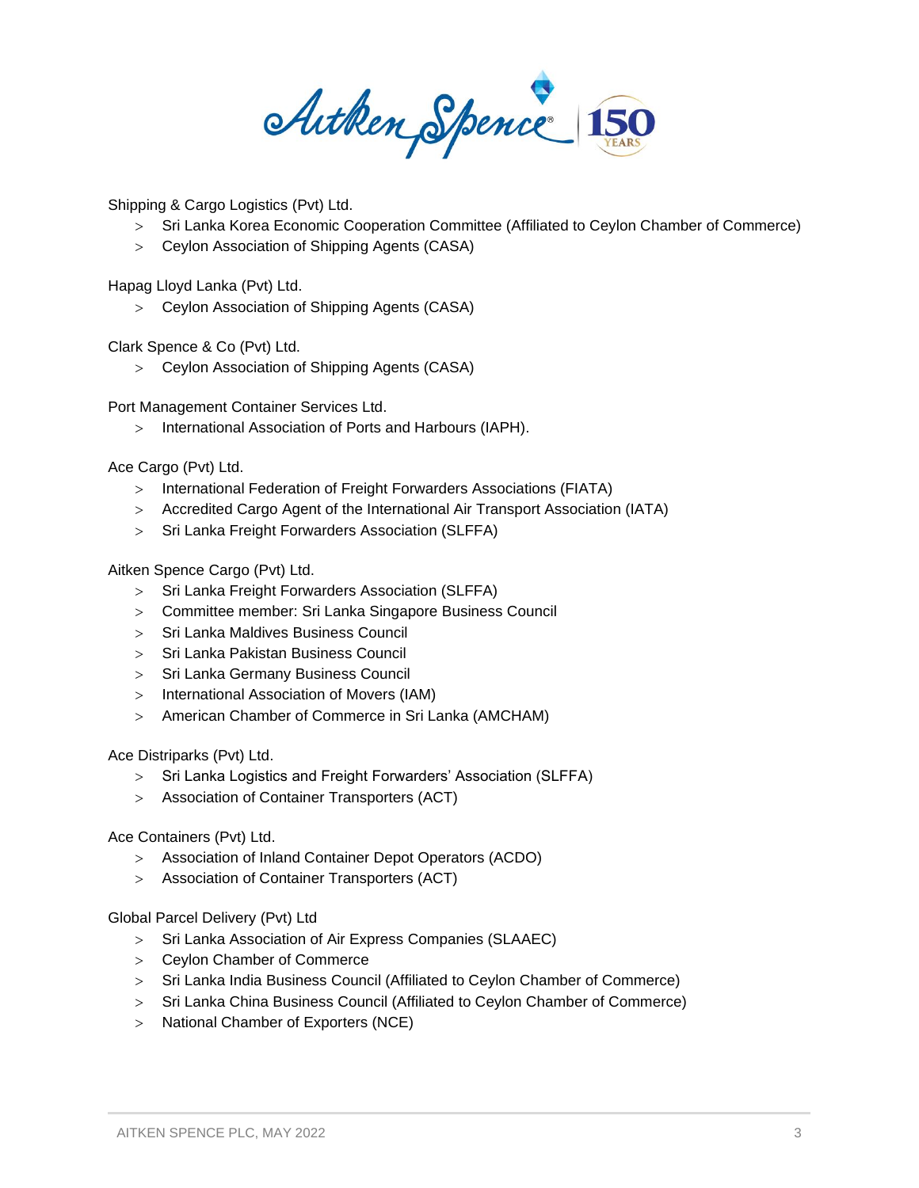Shipping & Cargo Logistics (Pvt) Ltd.

- Sri Lanka Korea Economic Cooperation Committee (Affiliated to Ceylon Chamber of Commerce)
- Ceylon Association of Shipping Agents (CASA)

Hapag Lloyd Lanka (Pvt) Ltd.

- Ceylon Association of Shipping Agents (CASA)

Clark Spence & Co (Pvt) Ltd.

- Ceylon Association of Shipping Agents (CASA)

Port Management Container Services Ltd.

- International Association of Ports and Harbours (IAPH).

Ace Cargo (Pvt) Ltd.

- International Federation of Freight Forwarders Associations (FIATA)
- Accredited Cargo Agent of the International Air Transport Association (IATA)
- Sri Lanka Freight Forwarders Association (SLFFA)

Aitken Spence Cargo (Pvt) Ltd.

- Sri Lanka Freight Forwarders Association (SLFFA)
- Committee member: Sri Lanka Singapore Business Council
- Sri Lanka Maldives Business Council
- Sri Lanka Pakistan Business Council
- Sri Lanka Germany Business Council
- International Association of Movers (IAM)
- American Chamber of Commerce in Sri Lanka (AMCHAM)

Ace Distriparks (Pvt) Ltd.

- Sri Lanka Logistics and Freight Forwarders' Association (SLFFA)
- Association of Container Transporters (ACT)

Ace Containers (Pvt) Ltd.

- Association of Inland Container Depot Operators (ACDO)
- Association of Container Transporters (ACT)

Global Parcel Delivery (Pvt) Ltd

- Sri Lanka Association of Air Express Companies (SLAAEC)
- Ceylon Chamber of Commerce
- Sri Lanka India Business Council (Affiliated to Ceylon Chamber of Commerce)
- Sri Lanka China Business Council (Affiliated to Ceylon Chamber of Commerce)
- National Chamber of Exporters (NCE)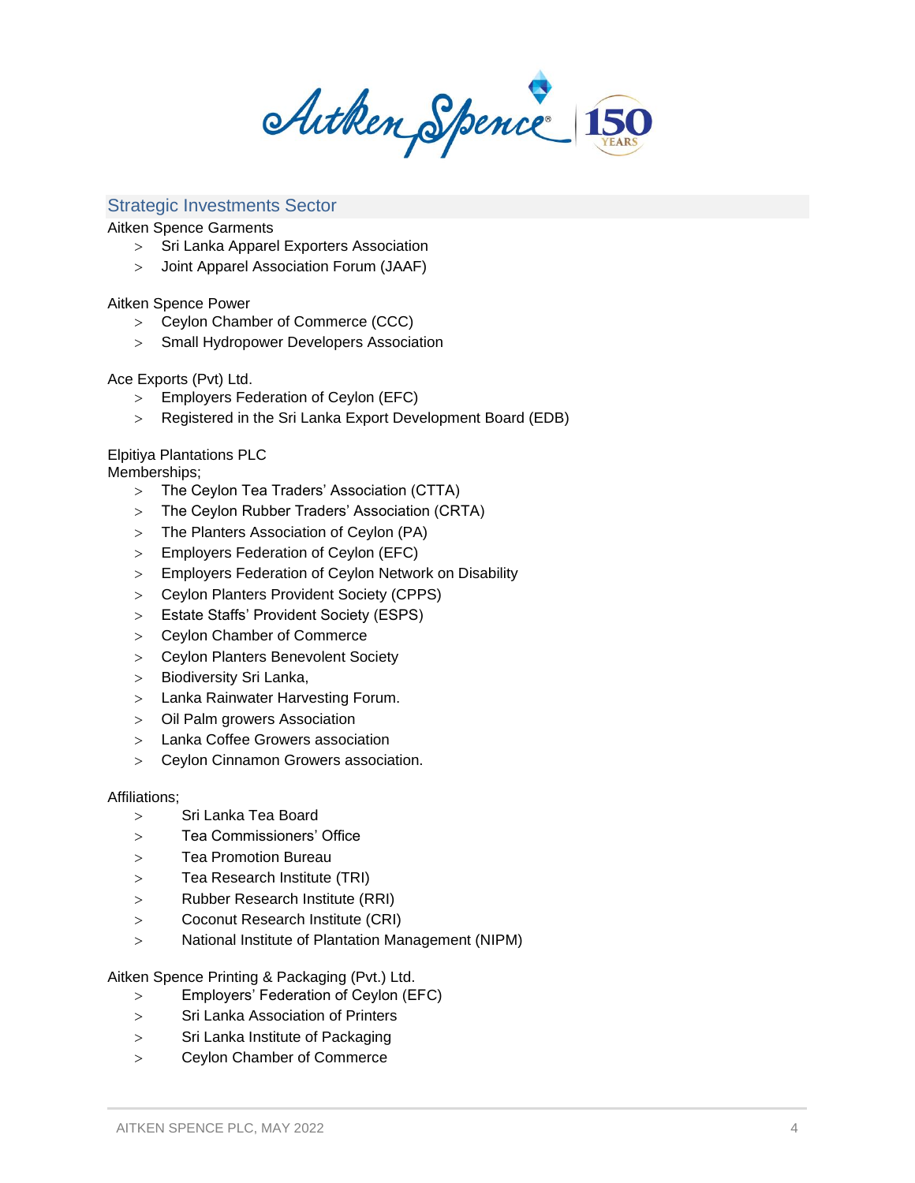## Strategic Investments Sector

Aitken Spence Garments

- Sri Lanka Apparel Exporters Association
- Joint Apparel Association Forum (JAAF)

Aitken Spence Power

- Ceylon Chamber of Commerce (CCC)
- Small Hydropower Developers Association

Ace Exports (Pvt) Ltd.

- Employers Federation of Ceylon (EFC)
- Registered in the Sri Lanka Export Development Board (EDB)

Elpitiya Plantations PLC
Memberships;

- The Ceylon Tea Traders' Association (CTTA)
- The Ceylon Rubber Traders' Association (CRTA)
- The Planters Association of Ceylon (PA)
- Employers Federation of Ceylon (EFC)
- Employers Federation of Ceylon Network on Disability
- Ceylon Planters Provident Society (CPPS)
- Estate Staffs' Provident Society (ESPS)
- Ceylon Chamber of Commerce
- Ceylon Planters Benevolent Society
- Biodiversity Sri Lanka,
- Lanka Rainwater Harvesting Forum.
- Oil Palm growers Association
- Lanka Coffee Growers association
- Ceylon Cinnamon Growers association.

Affiliations;

- Sri Lanka Tea Board
- Tea Commissioners' Office
- Tea Promotion Bureau
- Tea Research Institute (TRI)
- Rubber Research Institute (RRI)
- Coconut Research Institute (CRI)
- National Institute of Plantation Management (NIPM)

Aitken Spence Printing & Packaging (Pvt.) Ltd.

- Employers' Federation of Ceylon (EFC)
- Sri Lanka Association of Printers
- Sri Lanka Institute of Packaging
- Ceylon Chamber of Commerce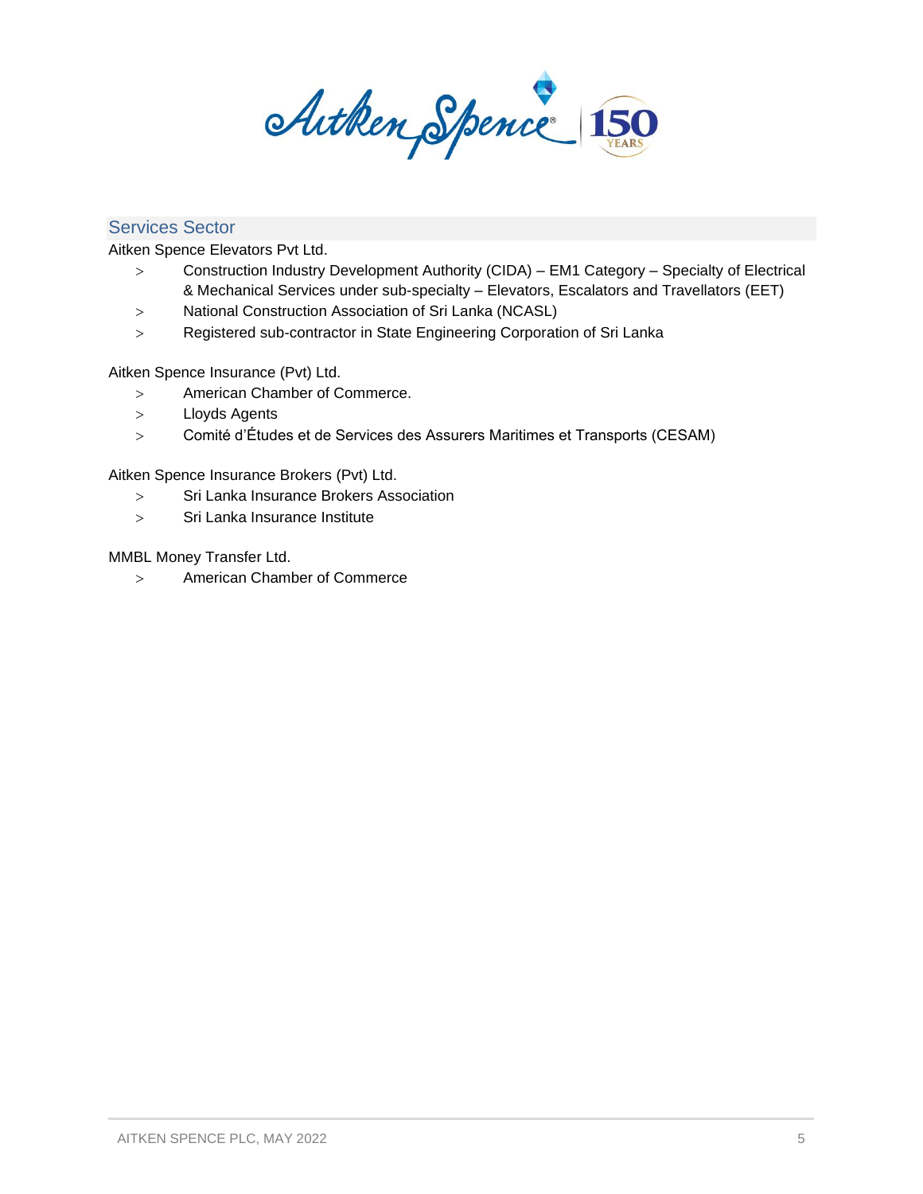## Services Sector

Aitken Spence Elevators Pvt Ltd.

- Construction Industry Development Authority (CIDA) – EM1 Category – Specialty of Electrical & Mechanical Services under sub-specialty – Elevators, Escalators and Travellators (EET)
- National Construction Association of Sri Lanka (NCASL)
- Registered sub-contractor in State Engineering Corporation of Sri Lanka

Aitken Spence Insurance (Pvt) Ltd.

- American Chamber of Commerce.
- Lloyds Agents
- Comité d'Études et de Services des Assurers Maritimes et Transports (CESAM)

Aitken Spence Insurance Brokers (Pvt) Ltd.

- Sri Lanka Insurance Brokers Association
- Sri Lanka Insurance Institute

MMBL Money Transfer Ltd.

- American Chamber of Commerce